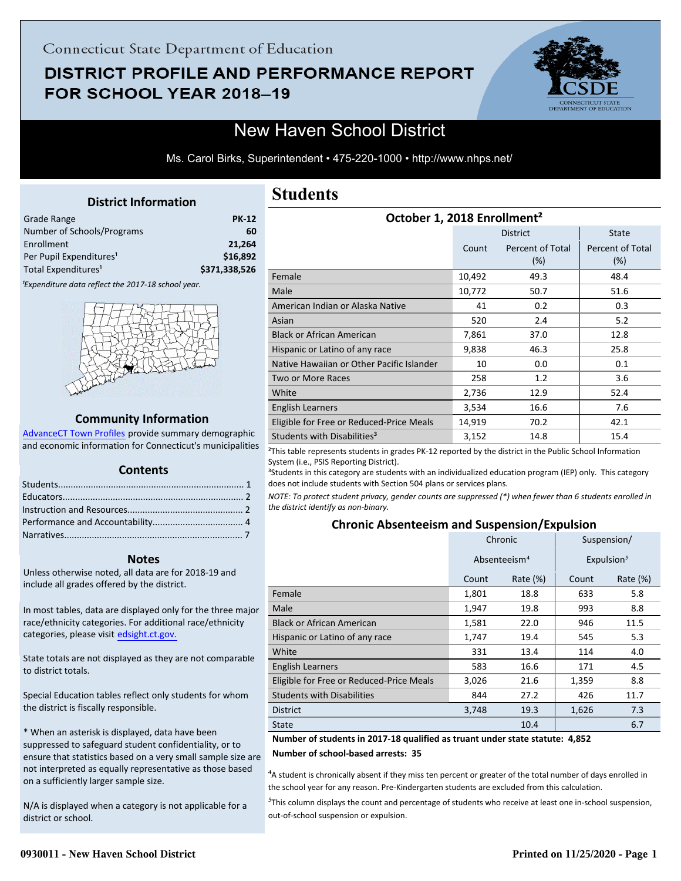Connecticut State Department of Education

# DISTRICT PROFILE AND PERFORMANCE REPORT FOR SCHOOL YEAR 2018–19

## New Haven School District

Ms. Carol Birks, Superintendent • 475-220-1000 • http://www.nhps.net/

### District Information

| | |
|---|---|
| Grade Range | PK-12 |
| Number of Schools/Programs | 60 |
| Enrollment | 21,264 |
| Per Pupil Expenditures[1] | $16,892 |
| Total Expenditures[1] | $371,338,526 |

*[1]Expenditure data reflect the 2017-18 school year.*

### Community Information

AdvanceCT Town Profiles provide summary demographic and economic information for Connecticut's municipalities

### Contents

- Students........................................................................ 1
- Educators....................................................................... 2
- Instruction and Resources............................................. 2
- Performance and Accountability.................................... 4
- Narratives...................................................................... 7

### Notes

Unless otherwise noted, all data are for 2018-19 and include all grades offered by the district.

In most tables, data are displayed only for the three major race/ethnicity categories. For additional race/ethnicity categories, please visit edsight.ct.gov.

State totals are not displayed as they are not comparable to district totals.

Special Education tables reflect only students for whom the district is fiscally responsible.

* When an asterisk is displayed, data have been suppressed to safeguard student confidentiality, or to ensure that statistics based on a very small sample size are not interpreted as equally representative as those based on a sufficiently larger sample size.

N/A is displayed when a category is not applicable for a district or school.

# Students

### October 1, 2018 Enrollment[2]

| | District | | State |
|---|---|---|---|
| | Count | Percent of Total (%) | Percent of Total (%) |
| Female | 10,492 | 49.3 | 48.4 |
| Male | 10,772 | 50.7 | 51.6 |
| American Indian or Alaska Native | 41 | 0.2 | 0.3 |
| Asian | 520 | 2.4 | 5.2 |
| Black or African American | 7,861 | 37.0 | 12.8 |
| Hispanic or Latino of any race | 9,838 | 46.3 | 25.8 |
| Native Hawaiian or Other Pacific Islander | 10 | 0.0 | 0.1 |
| Two or More Races | 258 | 1.2 | 3.6 |
| White | 2,736 | 12.9 | 52.4 |
| English Learners | 3,534 | 16.6 | 7.6 |
| Eligible for Free or Reduced-Price Meals | 14,919 | 70.2 | 42.1 |
| Students with Disabilities[3] | 3,152 | 14.8 | 15.4 |

[2]This table represents students in grades PK-12 reported by the district in the Public School Information System (i.e., PSIS Reporting District).

[3]Students in this category are students with an individualized education program (IEP) only. This category does not include students with Section 504 plans or services plans.

*NOTE: To protect student privacy, gender counts are suppressed (*) when fewer than 6 students enrolled in the district identify as non-binary.*

### Chronic Absenteeism and Suspension/Expulsion

| | Chronic Absenteeism[4] | | Suspension/ Expulsion[5] | |
|---|---|---|---|---|
| | Count | Rate (%) | Count | Rate (%) |
| Female | 1,801 | 18.8 | 633 | 5.8 |
| Male | 1,947 | 19.8 | 993 | 8.8 |
| Black or African American | 1,581 | 22.0 | 946 | 11.5 |
| Hispanic or Latino of any race | 1,747 | 19.4 | 545 | 5.3 |
| White | 331 | 13.4 | 114 | 4.0 |
| English Learners | 583 | 16.6 | 171 | 4.5 |
| Eligible for Free or Reduced-Price Meals | 3,026 | 21.6 | 1,359 | 8.8 |
| Students with Disabilities | 844 | 27.2 | 426 | 11.7 |
| District | 3,748 | 19.3 | 1,626 | 7.3 |
| State | | 10.4 | | 6.7 |

**Number of students in 2017-18 qualified as truant under state statute: 4,852**

**Number of school-based arrests: 35**

[4]A student is chronically absent if they miss ten percent or greater of the total number of days enrolled in the school year for any reason. Pre-Kindergarten students are excluded from this calculation.

[5]This column displays the count and percentage of students who receive at least one in-school suspension, out-of-school suspension or expulsion.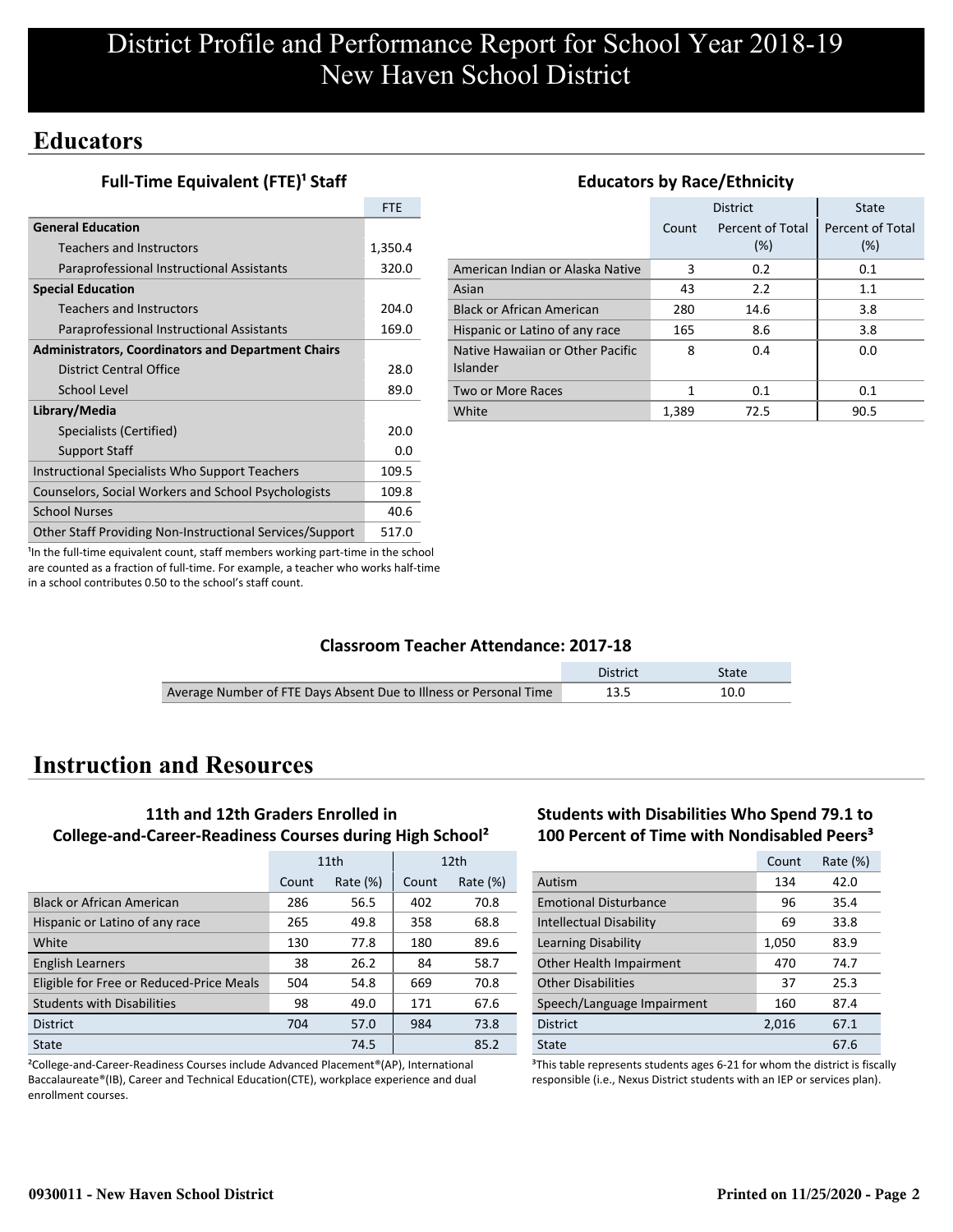# District Profile and Performance Report for School Year 2018-19
# New Haven School District

## Educators

### Full-Time Equivalent (FTE)[1] Staff

| | FTE |
|---|---|
| **General Education** | |
| Teachers and Instructors | 1,350.4 |
| Paraprofessional Instructional Assistants | 320.0 |
| **Special Education** | |
| Teachers and Instructors | 204.0 |
| Paraprofessional Instructional Assistants | 169.0 |
| **Administrators, Coordinators and Department Chairs** | |
| District Central Office | 28.0 |
| School Level | 89.0 |
| **Library/Media** | |
| Specialists (Certified) | 20.0 |
| Support Staff | 0.0 |
| Instructional Specialists Who Support Teachers | 109.5 |
| Counselors, Social Workers and School Psychologists | 109.8 |
| School Nurses | 40.6 |
| Other Staff Providing Non-Instructional Services/Support | 517.0 |

[1]In the full-time equivalent count, staff members working part-time in the school are counted as a fraction of full-time. For example, a teacher who works half-time in a school contributes 0.50 to the school's staff count.

### Educators by Race/Ethnicity

| | District | | State |
|---|---|---|---|
| | Count | Percent of Total (%) | Percent of Total (%) |
| American Indian or Alaska Native | 3 | 0.2 | 0.1 |
| Asian | 43 | 2.2 | 1.1 |
| Black or African American | 280 | 14.6 | 3.8 |
| Hispanic or Latino of any race | 165 | 8.6 | 3.8 |
| Native Hawaiian or Other Pacific Islander | 8 | 0.4 | 0.0 |
| Two or More Races | 1 | 0.1 | 0.1 |
| White | 1,389 | 72.5 | 90.5 |

### Classroom Teacher Attendance: 2017-18

| | District | State |
|---|---|---|
| Average Number of FTE Days Absent Due to Illness or Personal Time | 13.5 | 10.0 |

## Instruction and Resources

### 11th and 12th Graders Enrolled in College-and-Career-Readiness Courses during High School[2]

| | 11th | | 12th | |
|---|---|---|---|---|
| | Count | Rate (%) | Count | Rate (%) |
| Black or African American | 286 | 56.5 | 402 | 70.8 |
| Hispanic or Latino of any race | 265 | 49.8 | 358 | 68.8 |
| White | 130 | 77.8 | 180 | 89.6 |
| English Learners | 38 | 26.2 | 84 | 58.7 |
| Eligible for Free or Reduced-Price Meals | 504 | 54.8 | 669 | 70.8 |
| Students with Disabilities | 98 | 49.0 | 171 | 67.6 |
| District | 704 | 57.0 | 984 | 73.8 |
| State | | 74.5 | | 85.2 |

[2]College-and-Career-Readiness Courses include Advanced Placement®(AP), International Baccalaureate®(IB), Career and Technical Education(CTE), workplace experience and dual enrollment courses.

### Students with Disabilities Who Spend 79.1 to 100 Percent of Time with Nondisabled Peers[3]

| | Count | Rate (%) |
|---|---|---|
| Autism | 134 | 42.0 |
| Emotional Disturbance | 96 | 35.4 |
| Intellectual Disability | 69 | 33.8 |
| Learning Disability | 1,050 | 83.9 |
| Other Health Impairment | 470 | 74.7 |
| Other Disabilities | 37 | 25.3 |
| Speech/Language Impairment | 160 | 87.4 |
| District | 2,016 | 67.1 |
| State | | 67.6 |

[3]This table represents students ages 6-21 for whom the district is fiscally responsible (i.e., Nexus District students with an IEP or services plan).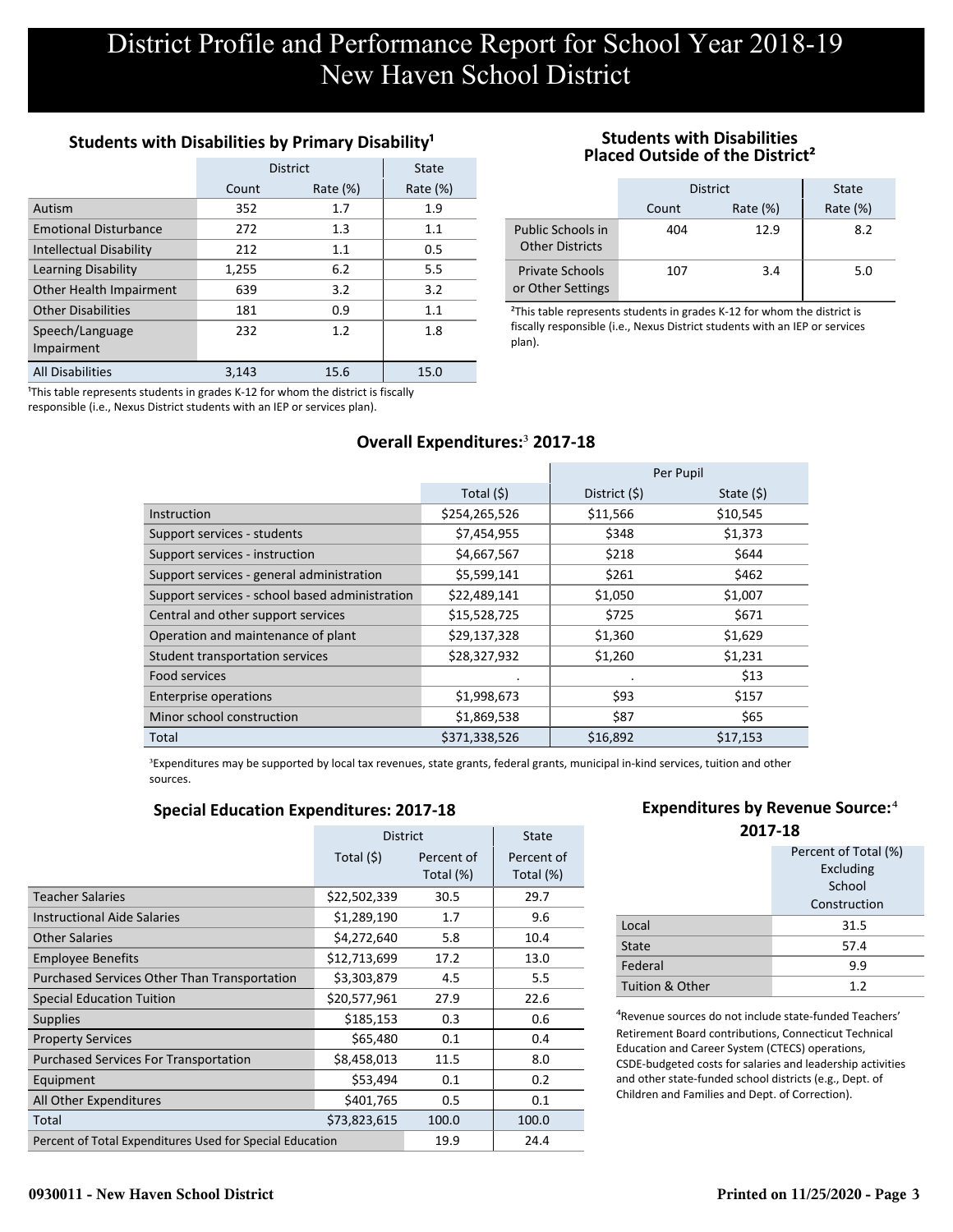# District Profile and Performance Report for School Year 2018-19
# New Haven School District

### Students with Disabilities by Primary Disability[1]

| | District | | State |
|---|---|---|---|
| | Count | Rate (%) | Rate (%) |
| Autism | 352 | 1.7 | 1.9 |
| Emotional Disturbance | 272 | 1.3 | 1.1 |
| Intellectual Disability | 212 | 1.1 | 0.5 |
| Learning Disability | 1,255 | 6.2 | 5.5 |
| Other Health Impairment | 639 | 3.2 | 3.2 |
| Other Disabilities | 181 | 0.9 | 1.1 |
| Speech/Language Impairment | 232 | 1.2 | 1.8 |
| All Disabilities | 3,143 | 15.6 | 15.0 |

[1]This table represents students in grades K-12 for whom the district is fiscally responsible (i.e., Nexus District students with an IEP or services plan).

### Students with Disabilities Placed Outside of the District[2]

| | District | | State |
|---|---|---|---|
| | Count | Rate (%) | Rate (%) |
| Public Schools in Other Districts | 404 | 12.9 | 8.2 |
| Private Schools or Other Settings | 107 | 3.4 | 5.0 |

[2]This table represents students in grades K-12 for whom the district is fiscally responsible (i.e., Nexus District students with an IEP or services plan).

### Overall Expenditures:[3] 2017-18

| | | Per Pupil | |
|---|---|---|---|
| | Total ($) | District ($) | State ($) |
| Instruction | $254,265,526 | $11,566 | $10,545 |
| Support services - students | $7,454,955 | $348 | $1,373 |
| Support services - instruction | $4,667,567 | $218 | $644 |
| Support services - general administration | $5,599,141 | $261 | $462 |
| Support services - school based administration | $22,489,141 | $1,050 | $1,007 |
| Central and other support services | $15,528,725 | $725 | $671 |
| Operation and maintenance of plant | $29,137,328 | $1,360 | $1,629 |
| Student transportation services | $28,327,932 | $1,260 | $1,231 |
| Food services | . | . | $13 |
| Enterprise operations | $1,998,673 | $93 | $157 |
| Minor school construction | $1,869,538 | $87 | $65 |
| Total | $371,338,526 | $16,892 | $17,153 |

[3]Expenditures may be supported by local tax revenues, state grants, federal grants, municipal in-kind services, tuition and other sources.

### Special Education Expenditures: 2017-18

| | District | | State |
|---|---|---|---|
| | Total ($) | Percent of Total (%) | Percent of Total (%) |
| Teacher Salaries | $22,502,339 | 30.5 | 29.7 |
| Instructional Aide Salaries | $1,289,190 | 1.7 | 9.6 |
| Other Salaries | $4,272,640 | 5.8 | 10.4 |
| Employee Benefits | $12,713,699 | 17.2 | 13.0 |
| Purchased Services Other Than Transportation | $3,303,879 | 4.5 | 5.5 |
| Special Education Tuition | $20,577,961 | 27.9 | 22.6 |
| Supplies | $185,153 | 0.3 | 0.6 |
| Property Services | $65,480 | 0.1 | 0.4 |
| Purchased Services For Transportation | $8,458,013 | 11.5 | 8.0 |
| Equipment | $53,494 | 0.1 | 0.2 |
| All Other Expenditures | $401,765 | 0.5 | 0.1 |
| Total | $73,823,615 | 100.0 | 100.0 |
| Percent of Total Expenditures Used for Special Education | | 19.9 | 24.4 |

### Expenditures by Revenue Source:[4] 2017-18

| | Percent of Total (%) Excluding School Construction |
|---|---|
| Local | 31.5 |
| State | 57.4 |
| Federal | 9.9 |
| Tuition & Other | 1.2 |

[4]Revenue sources do not include state-funded Teachers' Retirement Board contributions, Connecticut Technical Education and Career System (CTECS) operations, CSDE-budgeted costs for salaries and leadership activities and other state-funded school districts (e.g., Dept. of Children and Families and Dept. of Correction).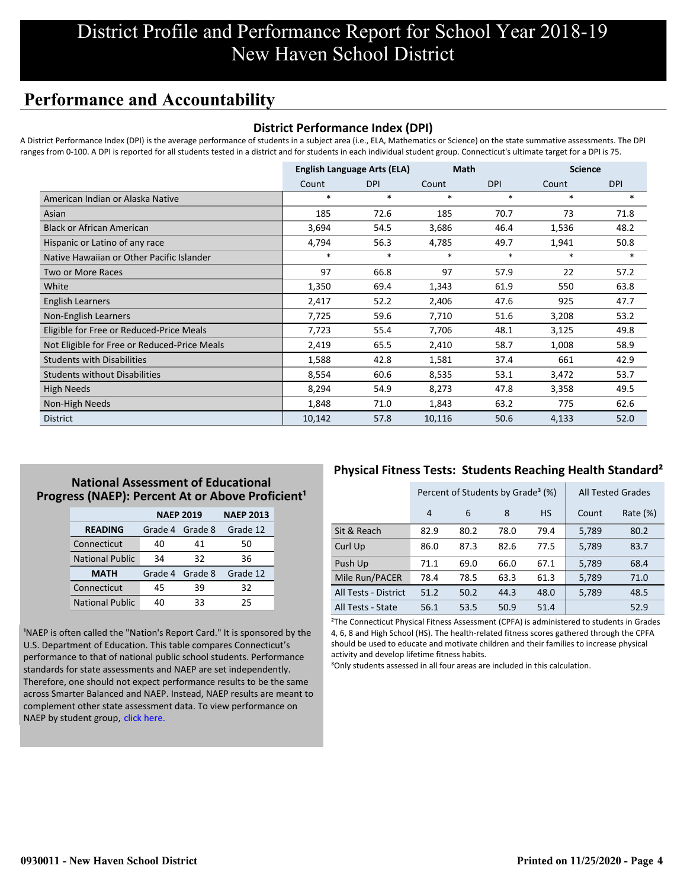# District Profile and Performance Report for School Year 2018-19
# New Haven School District

## Performance and Accountability

### District Performance Index (DPI)

A District Performance Index (DPI) is the average performance of students in a subject area (i.e., ELA, Mathematics or Science) on the state summative assessments. The DPI ranges from 0-100. A DPI is reported for all students tested in a district and for students in each individual student group. Connecticut's ultimate target for a DPI is 75.

| | English Language Arts (ELA) | | Math | | Science | |
|---|---|---|---|---|---|---|
| | Count | DPI | Count | DPI | Count | DPI |
| American Indian or Alaska Native | * | * | * | * | * | * |
| Asian | 185 | 72.6 | 185 | 70.7 | 73 | 71.8 |
| Black or African American | 3,694 | 54.5 | 3,686 | 46.4 | 1,536 | 48.2 |
| Hispanic or Latino of any race | 4,794 | 56.3 | 4,785 | 49.7 | 1,941 | 50.8 |
| Native Hawaiian or Other Pacific Islander | * | * | * | * | * | * |
| Two or More Races | 97 | 66.8 | 97 | 57.9 | 22 | 57.2 |
| White | 1,350 | 69.4 | 1,343 | 61.9 | 550 | 63.8 |
| English Learners | 2,417 | 52.2 | 2,406 | 47.6 | 925 | 47.7 |
| Non-English Learners | 7,725 | 59.6 | 7,710 | 51.6 | 3,208 | 53.2 |
| Eligible for Free or Reduced-Price Meals | 7,723 | 55.4 | 7,706 | 48.1 | 3,125 | 49.8 |
| Not Eligible for Free or Reduced-Price Meals | 2,419 | 65.5 | 2,410 | 58.7 | 1,008 | 58.9 |
| Students with Disabilities | 1,588 | 42.8 | 1,581 | 37.4 | 661 | 42.9 |
| Students without Disabilities | 8,554 | 60.6 | 8,535 | 53.1 | 3,472 | 53.7 |
| High Needs | 8,294 | 54.9 | 8,273 | 47.8 | 3,358 | 49.5 |
| Non-High Needs | 1,848 | 71.0 | 1,843 | 63.2 | 775 | 62.6 |
| District | 10,142 | 57.8 | 10,116 | 50.6 | 4,133 | 52.0 |

### National Assessment of Educational Progress (NAEP): Percent At or Above Proficient[1]

| | NAEP 2019 | | NAEP 2013 |
|---|---|---|---|
| **READING** | Grade 4 | Grade 8 | Grade 12 |
| Connecticut | 40 | 41 | 50 |
| National Public | 34 | 32 | 36 |
| **MATH** | Grade 4 | Grade 8 | Grade 12 |
| Connecticut | 45 | 39 | 32 |
| National Public | 40 | 33 | 25 |

[1]NAEP is often called the "Nation's Report Card." It is sponsored by the U.S. Department of Education. This table compares Connecticut's performance to that of national public school students. Performance standards for state assessments and NAEP are set independently. Therefore, one should not expect performance results to be the same across Smarter Balanced and NAEP. Instead, NAEP results are meant to complement other state assessment data. To view performance on NAEP by student group, click here.

### Physical Fitness Tests: Students Reaching Health Standard[2]

| | Percent of Students by Grade[3] (%) | | | | All Tested Grades | |
|---|---|---|---|---|---|---|
| | 4 | 6 | 8 | HS | Count | Rate (%) |
| Sit & Reach | 82.9 | 80.2 | 78.0 | 79.4 | 5,789 | 80.2 |
| Curl Up | 86.0 | 87.3 | 82.6 | 77.5 | 5,789 | 83.7 |
| Push Up | 71.1 | 69.0 | 66.0 | 67.1 | 5,789 | 68.4 |
| Mile Run/PACER | 78.4 | 78.5 | 63.3 | 61.3 | 5,789 | 71.0 |
| All Tests - District | 51.2 | 50.2 | 44.3 | 48.0 | 5,789 | 48.5 |
| All Tests - State | 56.1 | 53.5 | 50.9 | 51.4 | | 52.9 |

[2]The Connecticut Physical Fitness Assessment (CPFA) is administered to students in Grades 4, 6, 8 and High School (HS). The health-related fitness scores gathered through the CPFA should be used to educate and motivate children and their families to increase physical activity and develop lifetime fitness habits.

[3]Only students assessed in all four areas are included in this calculation.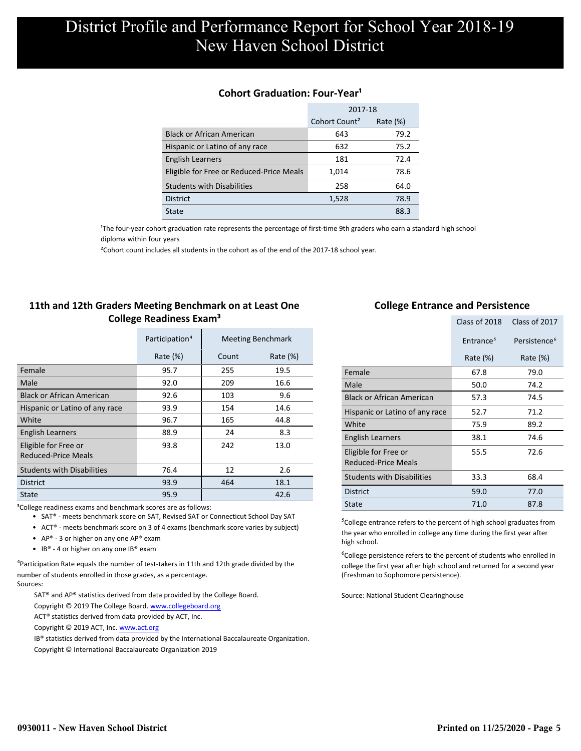# District Profile and Performance Report for School Year 2018-19
# New Haven School District

## Cohort Graduation: Four-Year[1]

| | 2017-18 | |
|---|---|---|
| | Cohort Count[2] | Rate (%) |
| Black or African American | 643 | 79.2 |
| Hispanic or Latino of any race | 632 | 75.2 |
| English Learners | 181 | 72.4 |
| Eligible for Free or Reduced-Price Meals | 1,014 | 78.6 |
| Students with Disabilities | 258 | 64.0 |
| District | 1,528 | 78.9 |
| State | | 88.3 |

[1]The four-year cohort graduation rate represents the percentage of first-time 9th graders who earn a standard high school diploma within four years

[2]Cohort count includes all students in the cohort as of the end of the 2017-18 school year.

## 11th and 12th Graders Meeting Benchmark on at Least One College Readiness Exam[3]

| | Participation[4] | Meeting Benchmark | |
|---|---|---|---|
| | Rate (%) | Count | Rate (%) |
| Female | 95.7 | 255 | 19.5 |
| Male | 92.0 | 209 | 16.6 |
| Black or African American | 92.6 | 103 | 9.6 |
| Hispanic or Latino of any race | 93.9 | 154 | 14.6 |
| White | 96.7 | 165 | 44.8 |
| English Learners | 88.9 | 24 | 8.3 |
| Eligible for Free or Reduced-Price Meals | 93.8 | 242 | 13.0 |
| Students with Disabilities | 76.4 | 12 | 2.6 |
| District | 93.9 | 464 | 18.1 |
| State | 95.9 | | 42.6 |

[3]College readiness exams and benchmark scores are as follows:

- SAT® - meets benchmark score on SAT, Revised SAT or Connecticut School Day SAT
- ACT® - meets benchmark score on 3 of 4 exams (benchmark score varies by subject)
- AP® - 3 or higher on any one AP® exam
- IB® - 4 or higher on any one IB® exam

[4]Participation Rate equals the number of test-takers in 11th and 12th grade divided by the number of students enrolled in those grades, as a percentage.

Sources:

SAT® and AP® statistics derived from data provided by the College Board.

Copyright © 2019 The College Board. www.collegeboard.org

ACT® statistics derived from data provided by ACT, Inc.

Copyright © 2019 ACT, Inc. www.act.org

IB® statistics derived from data provided by the International Baccalaureate Organization.

Copyright © International Baccalaureate Organization 2019

## College Entrance and Persistence

| | Class of 2018 | Class of 2017 |
|---|---|---|
| | Entrance[5] | Persistence[6] |
| | Rate (%) | Rate (%) |
| Female | 67.8 | 79.0 |
| Male | 50.0 | 74.2 |
| Black or African American | 57.3 | 74.5 |
| Hispanic or Latino of any race | 52.7 | 71.2 |
| White | 75.9 | 89.2 |
| English Learners | 38.1 | 74.6 |
| Eligible for Free or Reduced-Price Meals | 55.5 | 72.6 |
| Students with Disabilities | 33.3 | 68.4 |
| District | 59.0 | 77.0 |
| State | 71.0 | 87.8 |

[5]College entrance refers to the percent of high school graduates from the year who enrolled in college any time during the first year after high school.

[6]College persistence refers to the percent of students who enrolled in college the first year after high school and returned for a second year (Freshman to Sophomore persistence).

Source: National Student Clearinghouse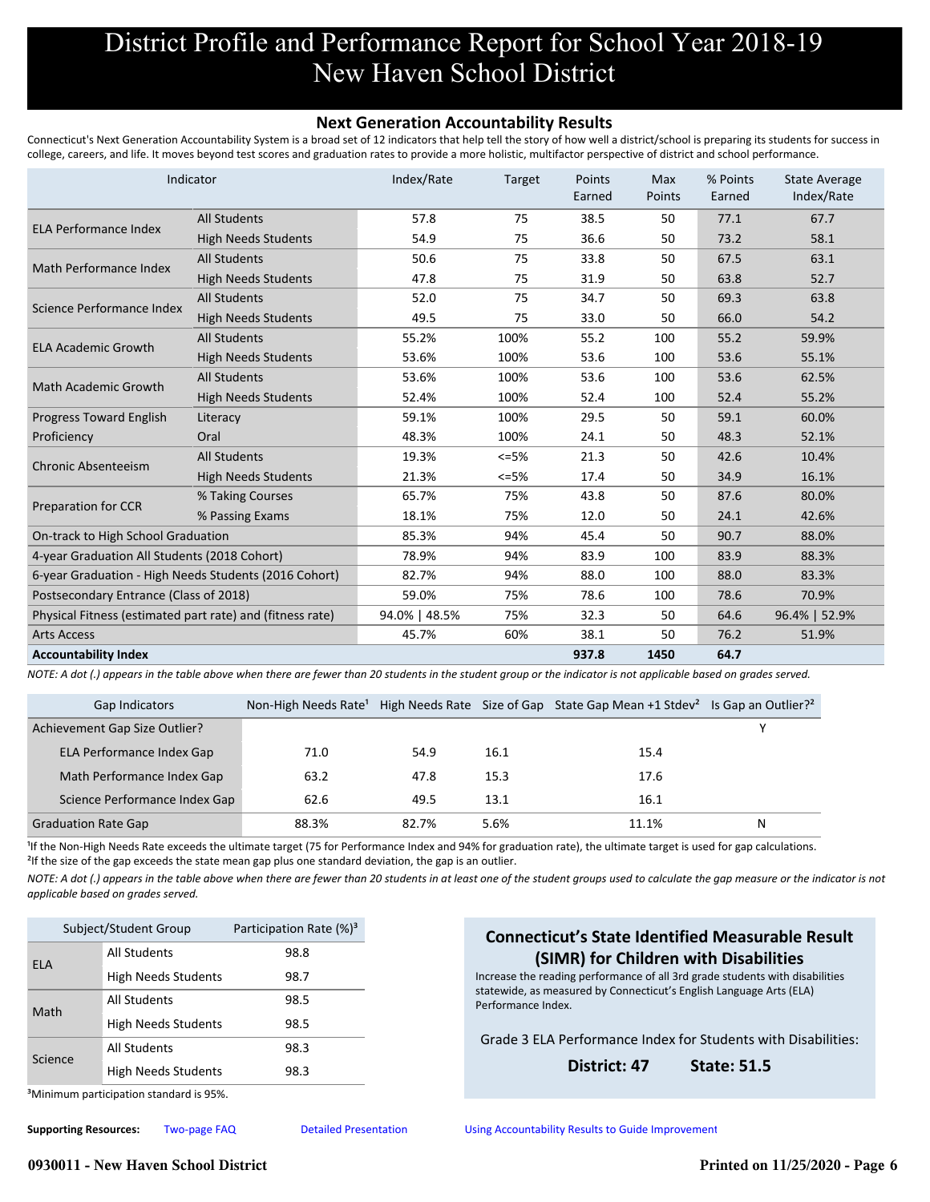# District Profile and Performance Report for School Year 2018-19
# New Haven School District

## Next Generation Accountability Results

Connecticut's Next Generation Accountability System is a broad set of 12 indicators that help tell the story of how well a district/school is preparing its students for success in college, careers, and life. It moves beyond test scores and graduation rates to provide a more holistic, multifactor perspective of district and school performance.

| Indicator | | Index/Rate | Target | Points Earned | Max Points | % Points Earned | State Average Index/Rate |
|---|---|---|---|---|---|---|---|
| ELA Performance Index | All Students | 57.8 | 75 | 38.5 | 50 | 77.1 | 67.7 |
| | High Needs Students | 54.9 | 75 | 36.6 | 50 | 73.2 | 58.1 |
| Math Performance Index | All Students | 50.6 | 75 | 33.8 | 50 | 67.5 | 63.1 |
| | High Needs Students | 47.8 | 75 | 31.9 | 50 | 63.8 | 52.7 |
| Science Performance Index | All Students | 52.0 | 75 | 34.7 | 50 | 69.3 | 63.8 |
| | High Needs Students | 49.5 | 75 | 33.0 | 50 | 66.0 | 54.2 |
| ELA Academic Growth | All Students | 55.2% | 100% | 55.2 | 100 | 55.2 | 59.9% |
| | High Needs Students | 53.6% | 100% | 53.6 | 100 | 53.6 | 55.1% |
| Math Academic Growth | All Students | 53.6% | 100% | 53.6 | 100 | 53.6 | 62.5% |
| | High Needs Students | 52.4% | 100% | 52.4 | 100 | 52.4 | 55.2% |
| Progress Toward English Proficiency | Literacy | 59.1% | 100% | 29.5 | 50 | 59.1 | 60.0% |
| | Oral | 48.3% | 100% | 24.1 | 50 | 48.3 | 52.1% |
| Chronic Absenteeism | All Students | 19.3% | <=5% | 21.3 | 50 | 42.6 | 10.4% |
| | High Needs Students | 21.3% | <=5% | 17.4 | 50 | 34.9 | 16.1% |
| Preparation for CCR | % Taking Courses | 65.7% | 75% | 43.8 | 50 | 87.6 | 80.0% |
| | % Passing Exams | 18.1% | 75% | 12.0 | 50 | 24.1 | 42.6% |
| On-track to High School Graduation | | 85.3% | 94% | 45.4 | 50 | 90.7 | 88.0% |
| 4-year Graduation All Students (2018 Cohort) | | 78.9% | 94% | 83.9 | 100 | 83.9 | 88.3% |
| 6-year Graduation - High Needs Students (2016 Cohort) | | 82.7% | 94% | 88.0 | 100 | 88.0 | 83.3% |
| Postsecondary Entrance (Class of 2018) | | 59.0% | 75% | 78.6 | 100 | 78.6 | 70.9% |
| Physical Fitness (estimated part rate) and (fitness rate) | | 94.0% \| 48.5% | 75% | 32.3 | 50 | 64.6 | 96.4% \| 52.9% |
| Arts Access | | 45.7% | 60% | 38.1 | 50 | 76.2 | 51.9% |
| **Accountability Index** | | | | **937.8** | **1450** | **64.7** | |

*NOTE: A dot (.) appears in the table above when there are fewer than 20 students in the student group or the indicator is not applicable based on grades served.*

| Gap Indicators | Non-High Needs Rate[1] | High Needs Rate | Size of Gap | State Gap Mean +1 Stdev[2] | Is Gap an Outlier?[2] |
|---|---|---|---|---|---|
| Achievement Gap Size Outlier? | | | | | Y |
| ELA Performance Index Gap | 71.0 | 54.9 | 16.1 | 15.4 | |
| Math Performance Index Gap | 63.2 | 47.8 | 15.3 | 17.6 | |
| Science Performance Index Gap | 62.6 | 49.5 | 13.1 | 16.1 | |
| Graduation Rate Gap | 88.3% | 82.7% | 5.6% | 11.1% | N |

[1]If the Non-High Needs Rate exceeds the ultimate target (75 for Performance Index and 94% for graduation rate), the ultimate target is used for gap calculations.
[2]If the size of the gap exceeds the state mean gap plus one standard deviation, the gap is an outlier.

*NOTE: A dot (.) appears in the table above when there are fewer than 20 students in at least one of the student groups used to calculate the gap measure or the indicator is not applicable based on grades served.*

| Subject/Student Group | | Participation Rate (%)[3] |
|---|---|---|
| ELA | All Students | 98.8 |
| | High Needs Students | 98.7 |
| Math | All Students | 98.5 |
| | High Needs Students | 98.5 |
| Science | All Students | 98.3 |
| | High Needs Students | 98.3 |

[3]Minimum participation standard is 95%.

### Connecticut's State Identified Measurable Result (SIMR) for Children with Disabilities

Increase the reading performance of all 3rd grade students with disabilities statewide, as measured by Connecticut's English Language Arts (ELA) Performance Index.

Grade 3 ELA Performance Index for Students with Disabilities:

**District: 47** **State: 51.5**

**Supporting Resources:** Two-page FAQ Detailed Presentation Using Accountability Results to Guide Improvement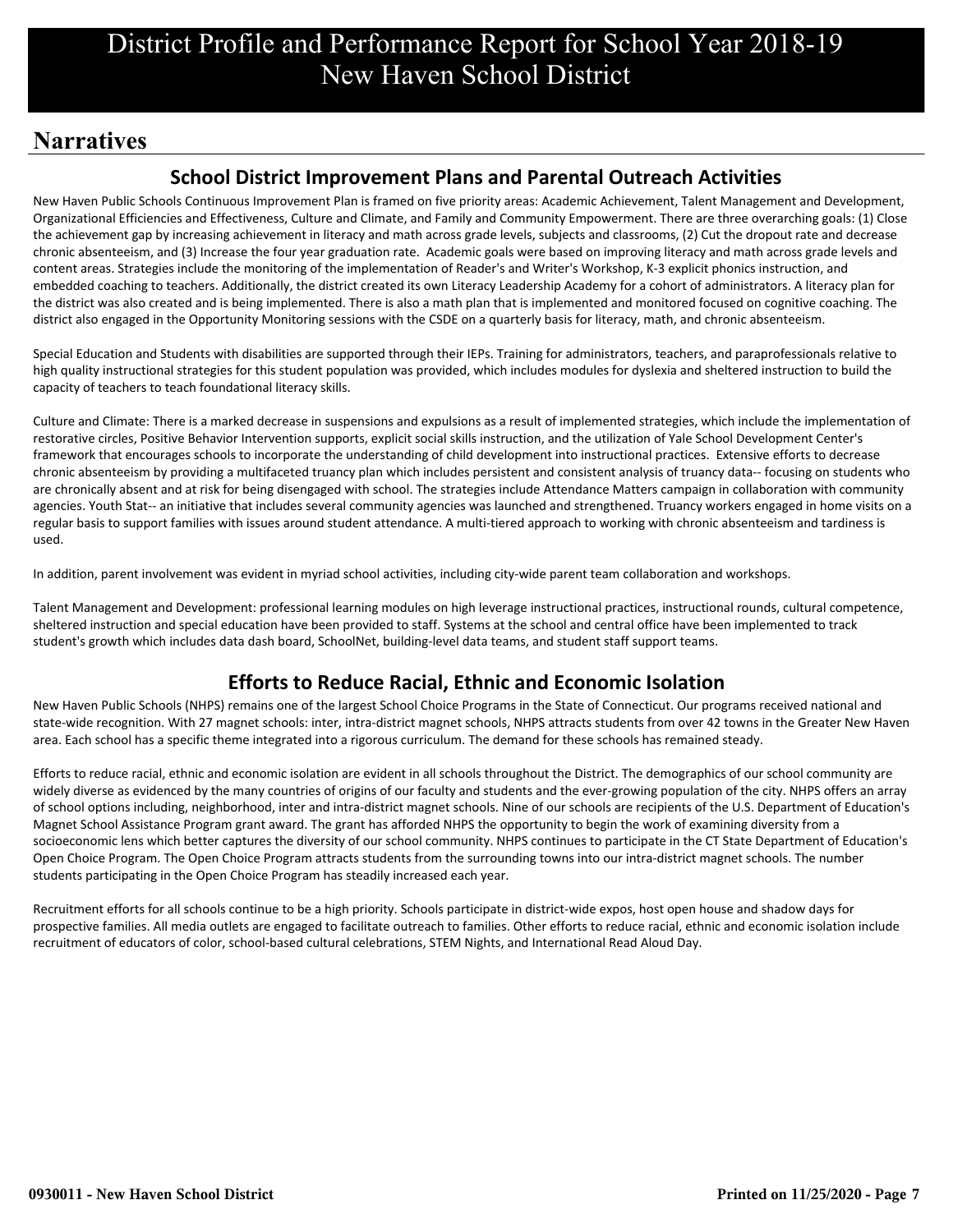# District Profile and Performance Report for School Year 2018-19
# New Haven School District

## Narratives

### School District Improvement Plans and Parental Outreach Activities

New Haven Public Schools Continuous Improvement Plan is framed on five priority areas: Academic Achievement, Talent Management and Development, Organizational Efficiencies and Effectiveness, Culture and Climate, and Family and Community Empowerment. There are three overarching goals: (1) Close the achievement gap by increasing achievement in literacy and math across grade levels, subjects and classrooms, (2) Cut the dropout rate and decrease chronic absenteeism, and (3) Increase the four year graduation rate. Academic goals were based on improving literacy and math across grade levels and content areas. Strategies include the monitoring of the implementation of Reader's and Writer's Workshop, K-3 explicit phonics instruction, and embedded coaching to teachers. Additionally, the district created its own Literacy Leadership Academy for a cohort of administrators. A literacy plan for the district was also created and is being implemented. There is also a math plan that is implemented and monitored focused on cognitive coaching. The district also engaged in the Opportunity Monitoring sessions with the CSDE on a quarterly basis for literacy, math, and chronic absenteeism.

Special Education and Students with disabilities are supported through their IEPs. Training for administrators, teachers, and paraprofessionals relative to high quality instructional strategies for this student population was provided, which includes modules for dyslexia and sheltered instruction to build the capacity of teachers to teach foundational literacy skills.

Culture and Climate: There is a marked decrease in suspensions and expulsions as a result of implemented strategies, which include the implementation of restorative circles, Positive Behavior Intervention supports, explicit social skills instruction, and the utilization of Yale School Development Center's framework that encourages schools to incorporate the understanding of child development into instructional practices. Extensive efforts to decrease chronic absenteeism by providing a multifaceted truancy plan which includes persistent and consistent analysis of truancy data-- focusing on students who are chronically absent and at risk for being disengaged with school. The strategies include Attendance Matters campaign in collaboration with community agencies. Youth Stat-- an initiative that includes several community agencies was launched and strengthened. Truancy workers engaged in home visits on a regular basis to support families with issues around student attendance. A multi-tiered approach to working with chronic absenteeism and tardiness is used.

In addition, parent involvement was evident in myriad school activities, including city-wide parent team collaboration and workshops.

Talent Management and Development: professional learning modules on high leverage instructional practices, instructional rounds, cultural competence, sheltered instruction and special education have been provided to staff. Systems at the school and central office have been implemented to track student's growth which includes data dash board, SchoolNet, building-level data teams, and student staff support teams.

### Efforts to Reduce Racial, Ethnic and Economic Isolation

New Haven Public Schools (NHPS) remains one of the largest School Choice Programs in the State of Connecticut. Our programs received national and state-wide recognition. With 27 magnet schools: inter, intra-district magnet schools, NHPS attracts students from over 42 towns in the Greater New Haven area. Each school has a specific theme integrated into a rigorous curriculum. The demand for these schools has remained steady.

Efforts to reduce racial, ethnic and economic isolation are evident in all schools throughout the District. The demographics of our school community are widely diverse as evidenced by the many countries of origins of our faculty and students and the ever-growing population of the city. NHPS offers an array of school options including, neighborhood, inter and intra-district magnet schools. Nine of our schools are recipients of the U.S. Department of Education's Magnet School Assistance Program grant award. The grant has afforded NHPS the opportunity to begin the work of examining diversity from a socioeconomic lens which better captures the diversity of our school community. NHPS continues to participate in the CT State Department of Education's Open Choice Program. The Open Choice Program attracts students from the surrounding towns into our intra-district magnet schools. The number students participating in the Open Choice Program has steadily increased each year.

Recruitment efforts for all schools continue to be a high priority. Schools participate in district-wide expos, host open house and shadow days for prospective families. All media outlets are engaged to facilitate outreach to families. Other efforts to reduce racial, ethnic and economic isolation include recruitment of educators of color, school-based cultural celebrations, STEM Nights, and International Read Aloud Day.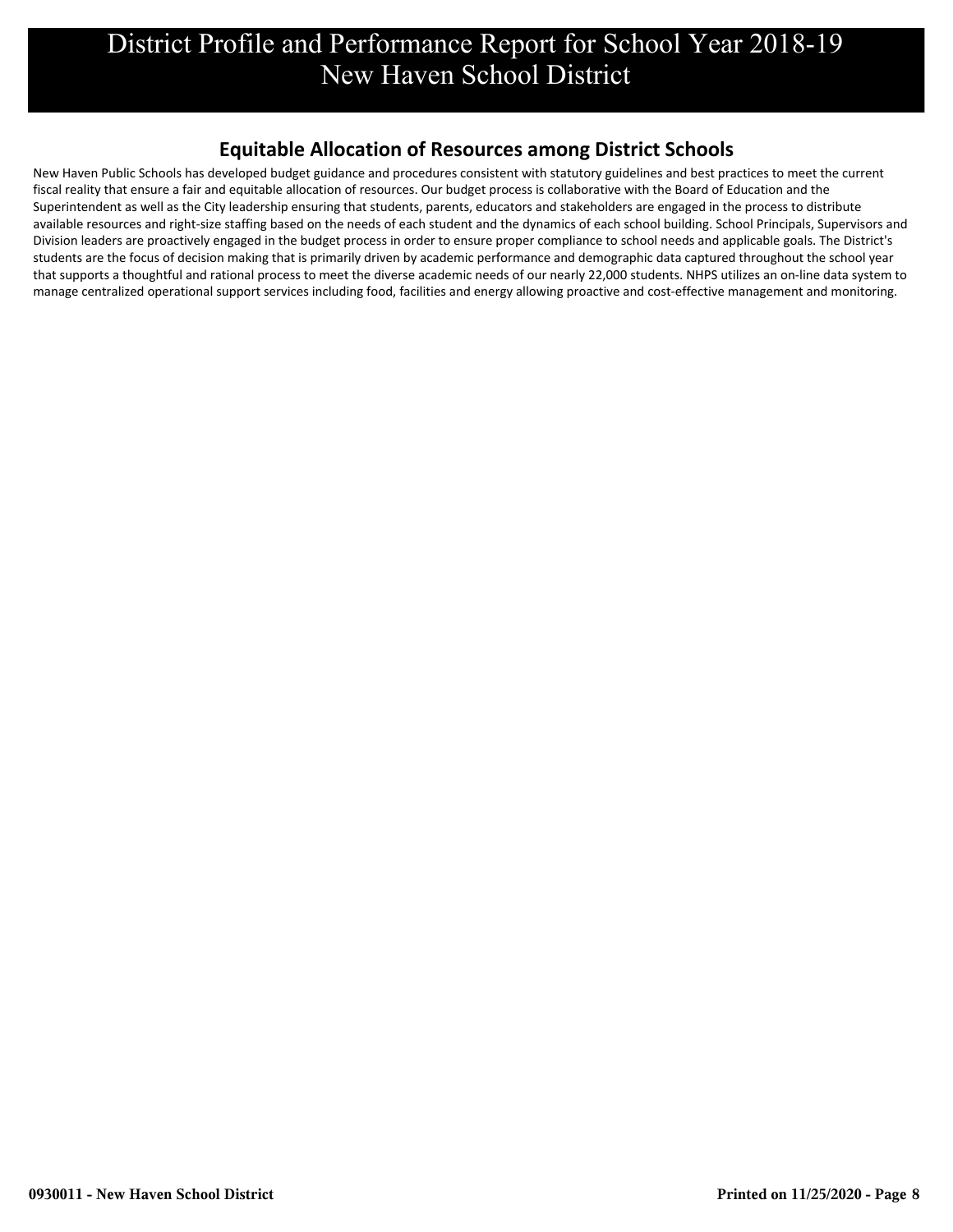## Equitable Allocation of Resources among District Schools

New Haven Public Schools has developed budget guidance and procedures consistent with statutory guidelines and best practices to meet the current fiscal reality that ensure a fair and equitable allocation of resources. Our budget process is collaborative with the Board of Education and the Superintendent as well as the City leadership ensuring that students, parents, educators and stakeholders are engaged in the process to distribute available resources and right-size staffing based on the needs of each student and the dynamics of each school building. School Principals, Supervisors and Division leaders are proactively engaged in the budget process in order to ensure proper compliance to school needs and applicable goals. The District's students are the focus of decision making that is primarily driven by academic performance and demographic data captured throughout the school year that supports a thoughtful and rational process to meet the diverse academic needs of our nearly 22,000 students. NHPS utilizes an on-line data system to manage centralized operational support services including food, facilities and energy allowing proactive and cost-effective management and monitoring.